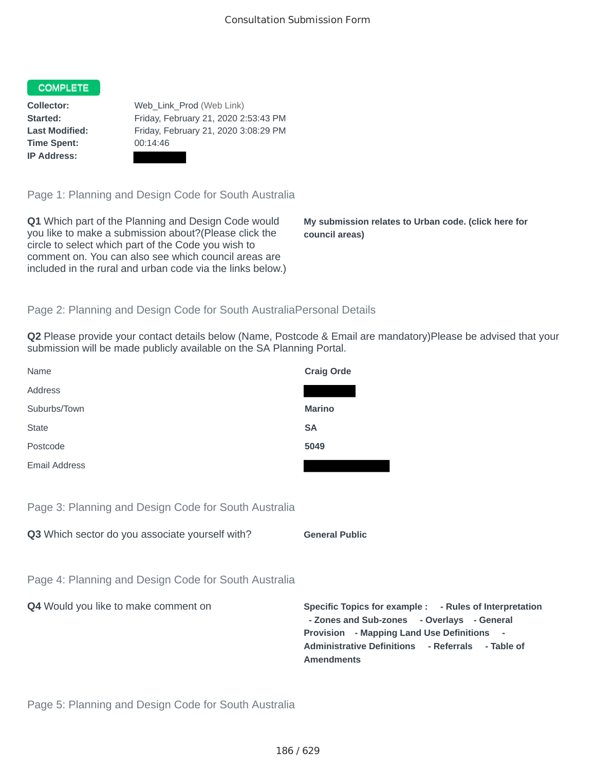# Consultation Submission Form

**COMPLETE**

| | |
|---|---|
| **Collector:** | Web_Link_Prod (Web Link) |
| **Started:** | Friday, February 21, 2020 2:53:43 PM |
| **Last Modified:** | Friday, February 21, 2020 3:08:29 PM |
| **Time Spent:** | 00:14:46 |
| **IP Address:** | |

## Page 1: Planning and Design Code for South Australia

**Q1** Which part of the Planning and Design Code would you like to make a submission about?(Please click the circle to select which part of the Code you wish to comment on. You can also see which council areas are included in the rural and urban code via the links below.)

**My submission relates to Urban code. (click here for council areas)**

## Page 2: Planning and Design Code for South AustraliaPersonal Details

**Q2** Please provide your contact details below (Name, Postcode & Email are mandatory)Please be advised that your submission will be made publicly available on the SA Planning Portal.

| | |
|---|---|
| Name | **Craig Orde** |
| Address | |
| Suburbs/Town | **Marino** |
| State | **SA** |
| Postcode | **5049** |
| Email Address | |

## Page 3: Planning and Design Code for South Australia

**Q3** Which sector do you associate yourself with?

**General Public**

## Page 4: Planning and Design Code for South Australia

**Q4** Would you like to make comment on

**Specific Topics for example : - Rules of Interpretation - Zones and Sub-zones - Overlays - General Provision - Mapping Land Use Definitions - Administrative Definitions - Referrals - Table of Amendments**

## Page 5: Planning and Design Code for South Australia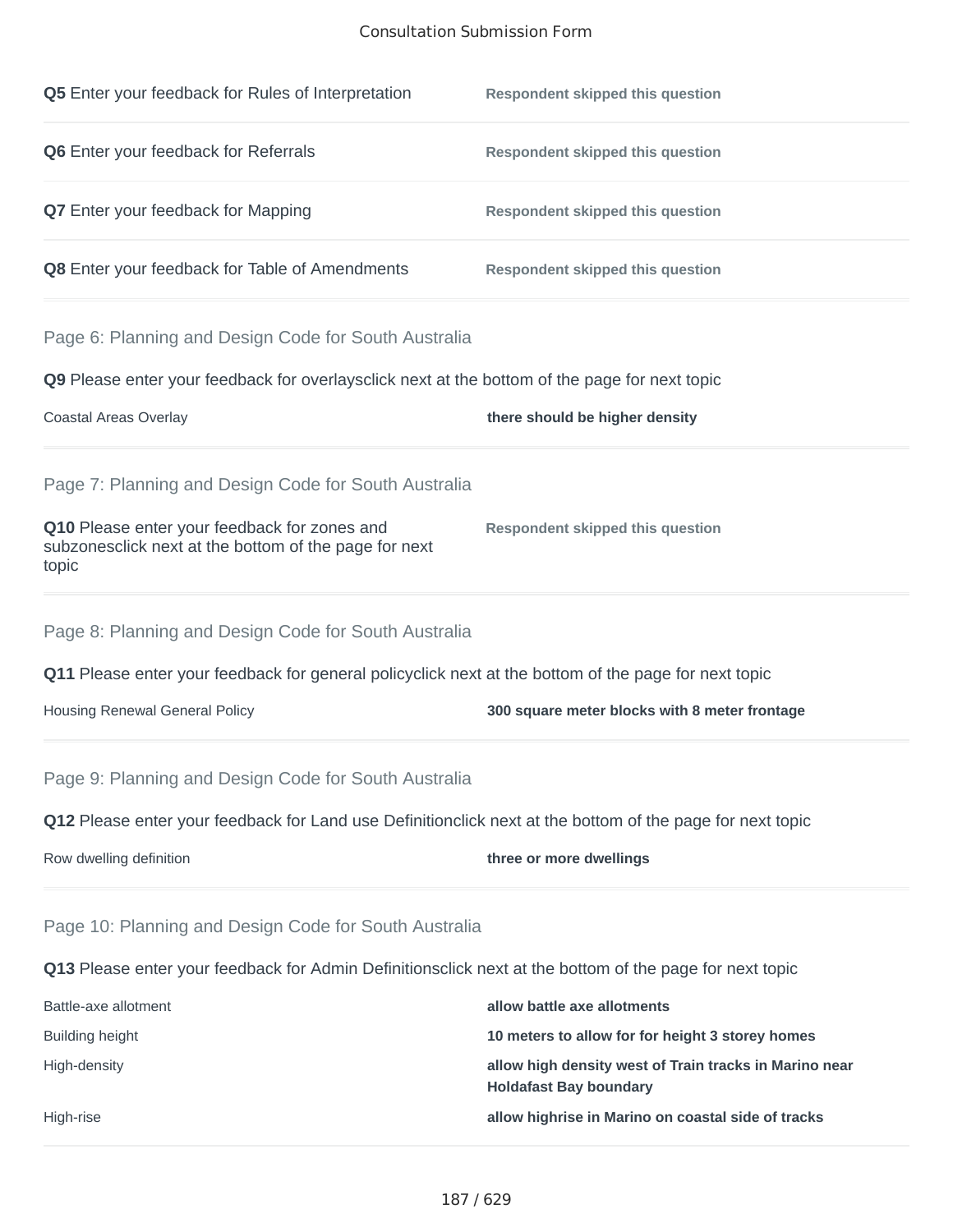**Q5** Enter your feedback for Rules of Interpretation — **Respondent skipped this question**

**Q6** Enter your feedback for Referrals — **Respondent skipped this question**

**Q7** Enter your feedback for Mapping — **Respondent skipped this question**

**Q8** Enter your feedback for Table of Amendments — **Respondent skipped this question**

## Page 6: Planning and Design Code for South Australia

**Q9** Please enter your feedback for overlaysclick next at the bottom of the page for next topic

| | |
|---|---|
| Coastal Areas Overlay | **there should be higher density** |

## Page 7: Planning and Design Code for South Australia

**Q10** Please enter your feedback for zones and subzonesclick next at the bottom of the page for next topic — **Respondent skipped this question**

## Page 8: Planning and Design Code for South Australia

**Q11** Please enter your feedback for general policyclick next at the bottom of the page for next topic

| | |
|---|---|
| Housing Renewal General Policy | **300 square meter blocks with 8 meter frontage** |

## Page 9: Planning and Design Code for South Australia

**Q12** Please enter your feedback for Land use Definitionclick next at the bottom of the page for next topic

| | |
|---|---|
| Row dwelling definition | **three or more dwellings** |

## Page 10: Planning and Design Code for South Australia

**Q13** Please enter your feedback for Admin Definitionsclick next at the bottom of the page for next topic

| | |
|---|---|
| Battle-axe allotment | **allow battle axe allotments** |
| Building height | **10 meters to allow for for height 3 storey homes** |
| High-density | **allow high density west of Train tracks in Marino near Holdafast Bay boundary** |
| High-rise | **allow highrise in Marino on coastal side of tracks** |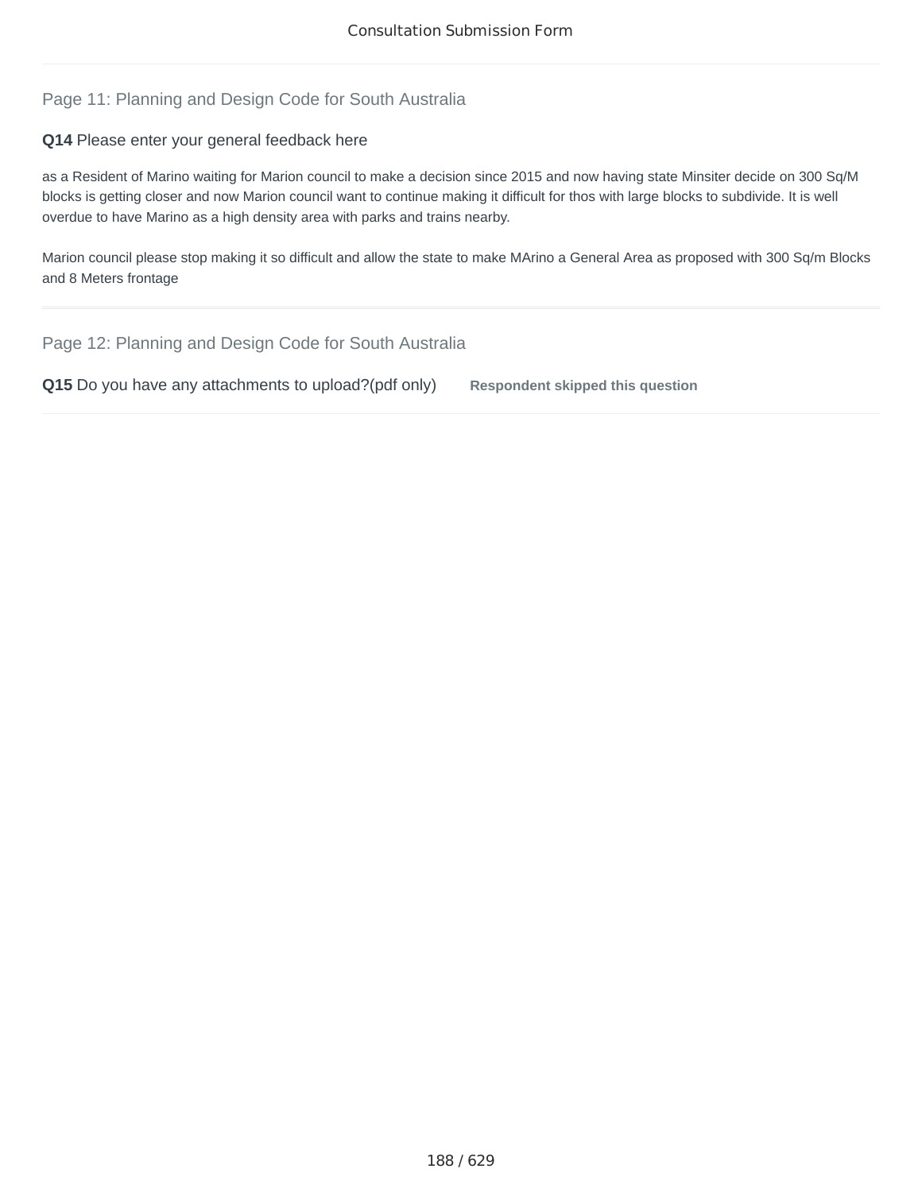## Page 11: Planning and Design Code for South Australia

**Q14** Please enter your general feedback here

as a Resident of Marino waiting for Marion council to make a decision since 2015 and now having state Minsiter decide on 300 Sq/M blocks is getting closer and now Marion council want to continue making it difficult for thos with large blocks to subdivide. It is well overdue to have Marino as a high density area with parks and trains nearby.

Marion council please stop making it so difficult and allow the state to make MArino a General Area as proposed with 300 Sq/m Blocks and 8 Meters frontage

## Page 12: Planning and Design Code for South Australia

**Q15** Do you have any attachments to upload?(pdf only) **Respondent skipped this question**